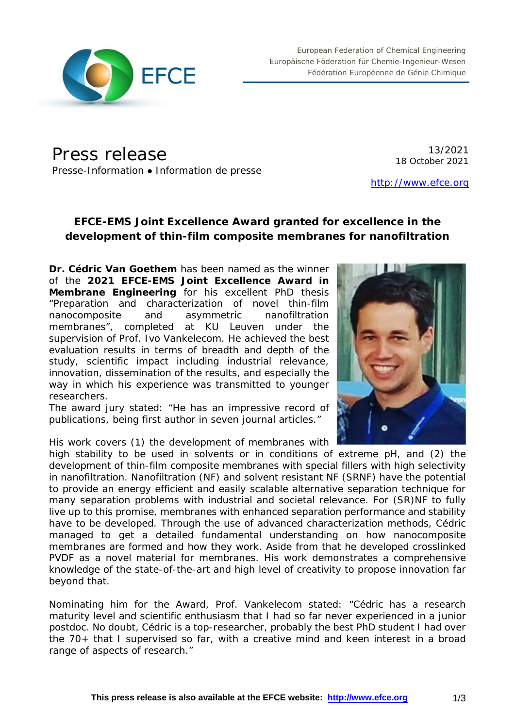European Federation of Chemical Engineering
Europäische Föderation für Chemie-Ingenieur-Wesen
Fédération Européenne de Génie Chimique

# Press release

Presse-Information • Information de presse

13/2021
18 October 2021

http://www.efce.org

## EFCE-EMS Joint Excellence Award granted for excellence in the development of thin-film composite membranes for nanofiltration

**Dr. Cédric Van Goethem** has been named as the winner of the **2021 EFCE-EMS Joint Excellence Award in Membrane Engineering** for his excellent PhD thesis "Preparation and characterization of novel thin-film nanocomposite and asymmetric nanofiltration membranes", completed at KU Leuven under the supervision of Prof. Ivo Vankelecom. He achieved the best evaluation results in terms of breadth and depth of the study, scientific impact including industrial relevance, innovation, dissemination of the results, and especially the way in which his experience was transmitted to younger researchers.

The award jury stated: "He has an impressive record of publications, being first author in seven journal articles."

His work covers (1) the development of membranes with high stability to be used in solvents or in conditions of extreme pH, and (2) the development of thin-film composite membranes with special fillers with high selectivity in nanofiltration. Nanofiltration (NF) and solvent resistant NF (SRNF) have the potential to provide an energy efficient and easily scalable alternative separation technique for many separation problems with industrial and societal relevance. For (SR)NF to fully live up to this promise, membranes with enhanced separation performance and stability have to be developed. Through the use of advanced characterization methods, Cédric managed to get a detailed fundamental understanding on how nanocomposite membranes are formed and how they work. Aside from that he developed crosslinked PVDF as a novel material for membranes. His work demonstrates a comprehensive knowledge of the state-of-the-art and high level of creativity to propose innovation far beyond that.

Nominating him for the Award, Prof. Vankelecom stated: "Cédric has a research maturity level and scientific enthusiasm that I had so far never experienced in a junior postdoc. No doubt, Cédric is a top-researcher, probably the best PhD student I had over the 70+ that I supervised so far, with a creative mind and keen interest in a broad range of aspects of research."

**This press release is also available at the EFCE website: http://www.efce.org**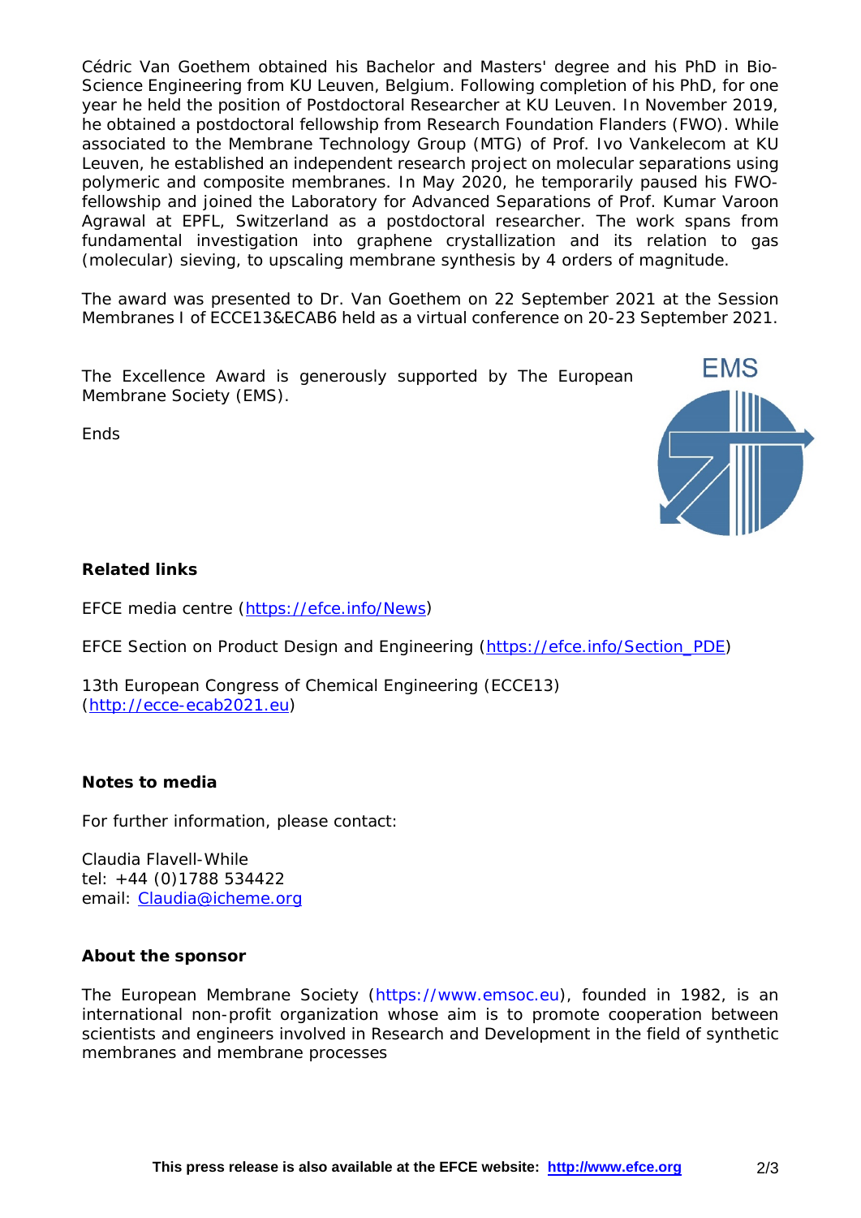Cédric Van Goethem obtained his Bachelor and Masters' degree and his PhD in Bio-Science Engineering from KU Leuven, Belgium. Following completion of his PhD, for one year he held the position of Postdoctoral Researcher at KU Leuven. In November 2019, he obtained a postdoctoral fellowship from Research Foundation Flanders (FWO). While associated to the Membrane Technology Group (MTG) of Prof. Ivo Vankelecom at KU Leuven, he established an independent research project on molecular separations using polymeric and composite membranes. In May 2020, he temporarily paused his FWO-fellowship and joined the Laboratory for Advanced Separations of Prof. Kumar Varoon Agrawal at EPFL, Switzerland as a postdoctoral researcher. The work spans from fundamental investigation into graphene crystallization and its relation to gas (molecular) sieving, to upscaling membrane synthesis by 4 orders of magnitude.

The award was presented to Dr. Van Goethem on 22 September 2021 at the Session Membranes I of ECCE13&ECAB6 held as a virtual conference on 20-23 September 2021.

The Excellence Award is generously supported by The European Membrane Society (EMS).

Ends

**Related links**

EFCE media centre (https://efce.info/News)

EFCE Section on Product Design and Engineering (https://efce.info/Section_PDE)

13th European Congress of Chemical Engineering (ECCE13) (http://ecce-ecab2021.eu)

**Notes to media**

For further information, please contact:

Claudia Flavell-While
tel: +44 (0)1788 534422
email: Claudia@icheme.org

**About the sponsor**

The European Membrane Society (https://www.emsoc.eu), founded in 1982, is an international non-profit organization whose aim is to promote cooperation between scientists and engineers involved in Research and Development in the field of synthetic membranes and membrane processes

**This press release is also available at the EFCE website: http://www.efce.org**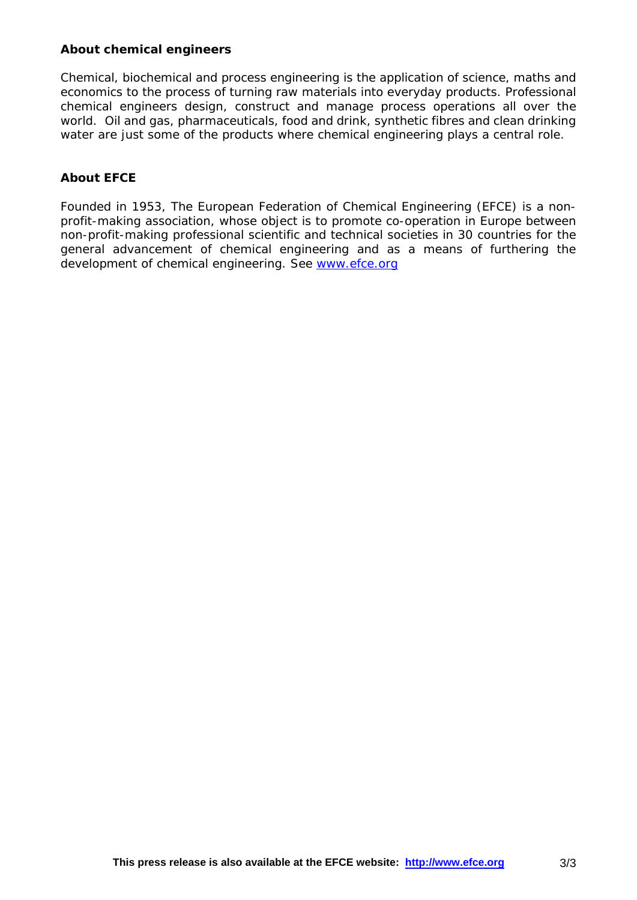## About chemical engineers

Chemical, biochemical and process engineering is the application of science, maths and economics to the process of turning raw materials into everyday products. Professional chemical engineers design, construct and manage process operations all over the world. Oil and gas, pharmaceuticals, food and drink, synthetic fibres and clean drinking water are just some of the products where chemical engineering plays a central role.

## About EFCE

Founded in 1953, The European Federation of Chemical Engineering (EFCE) is a non-profit-making association, whose object is to promote co-operation in Europe between non-profit-making professional scientific and technical societies in 30 countries for the general advancement of chemical engineering and as a means of furthering the development of chemical engineering. See www.efce.org

**This press release is also available at the EFCE website: http://www.efce.org**